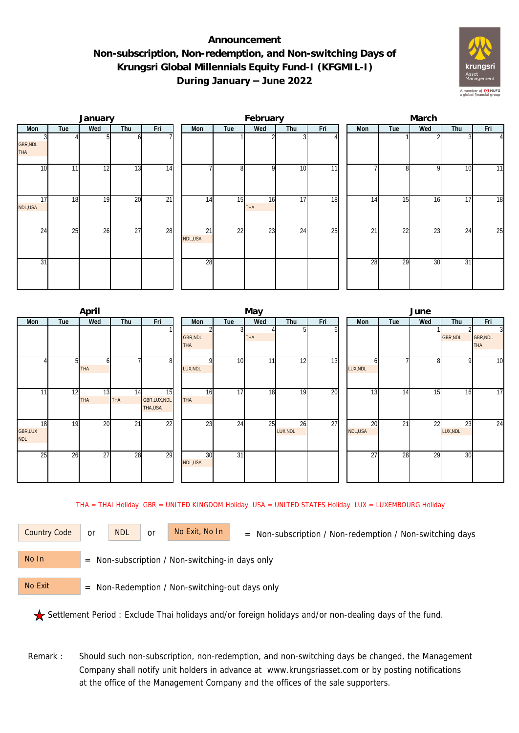# Announcement

## Non-subscription, Non-redemption, and Non-switching Days of Krungsri Global Millennials Equity Fund-I (KFGMIL-I) During January – June 2022

### January

| Mon | Tue | Wed | Thu | Fri |
|---|---|---|---|---|
| 3 GBR,NDL THA | 4 | 5 | 6 | 7 |
| 10 | 11 | 12 | 13 | 14 |
| 17 NDL,USA | 18 | 19 | 20 | 21 |
| 24 | 25 | 26 | 27 | 28 |
| 31 | | | | |

### February

| Mon | Tue | Wed | Thu | Fri |
|---|---|---|---|---|
| | 1 | 2 | 3 | 4 |
| 7 | 8 | 9 | 10 | 11 |
| 14 | 15 | 16 THA | 17 | 18 |
| 21 NDL,USA | 22 | 23 | 24 | 25 |
| 28 | | | | |

### March

| Mon | Tue | Wed | Thu | Fri |
|---|---|---|---|---|
| | 1 | 2 | 3 | 4 |
| 7 | 8 | 9 | 10 | 11 |
| 14 | 15 | 16 | 17 | 18 |
| 21 | 22 | 23 | 24 | 25 |
| 28 | 29 | 30 | 31 | |

### April

| Mon | Tue | Wed | Thu | Fri |
|---|---|---|---|---|
| | | | | 1 |
| 4 | 5 | 6 THA | 7 | 8 |
| 11 | 12 | 13 THA | 14 THA | 15 GBR,LUX,NDL THA,USA |
| 18 GBR,LUX NDL | 19 | 20 | 21 | 22 |
| 25 | 26 | 27 | 28 | 29 |

### May

| Mon | Tue | Wed | Thu | Fri |
|---|---|---|---|---|
| 2 GBR,NDL THA | 3 | 4 THA | 5 | 6 |
| 9 LUX,NDL | 10 | 11 | 12 | 13 |
| 16 THA | 17 | 18 | 19 | 20 |
| 23 | 24 | 25 | 26 LUX,NDL | 27 |
| 30 NDL,USA | 31 | | | |

### June

| Mon | Tue | Wed | Thu | Fri |
|---|---|---|---|---|
| | | 1 | 2 GBR,NDL | 3 GBR,NDL THA |
| 6 LUX,NDL | 7 | 8 | 9 | 10 |
| 13 | 14 | 15 | 16 | 17 |
| 20 NDL,USA | 21 | 22 | 23 LUX,NDL | 24 |
| 27 | 28 | 29 | 30 | |

THA = THAI Holiday GBR = UNITED KINGDOM Holiday USA = UNITED STATES Holiday LUX = LUXEMBOURG Holiday

Country Code or NDL or No Exit, No In = Non-subscription / Non-redemption / Non-switching days

No In = Non-subscription / Non-switching-in days only

No Exit = Non-Redemption / Non-switching-out days only

★ Settlement Period : Exclude Thai holidays and/or foreign holidays and/or non-dealing days of the fund.

Remark : Should such non-subscription, non-redemption, and non-switching days be changed, the Management Company shall notify unit holders in advance at www.krungsriasset.com or by posting notifications at the office of the Management Company and the offices of the sale supporters.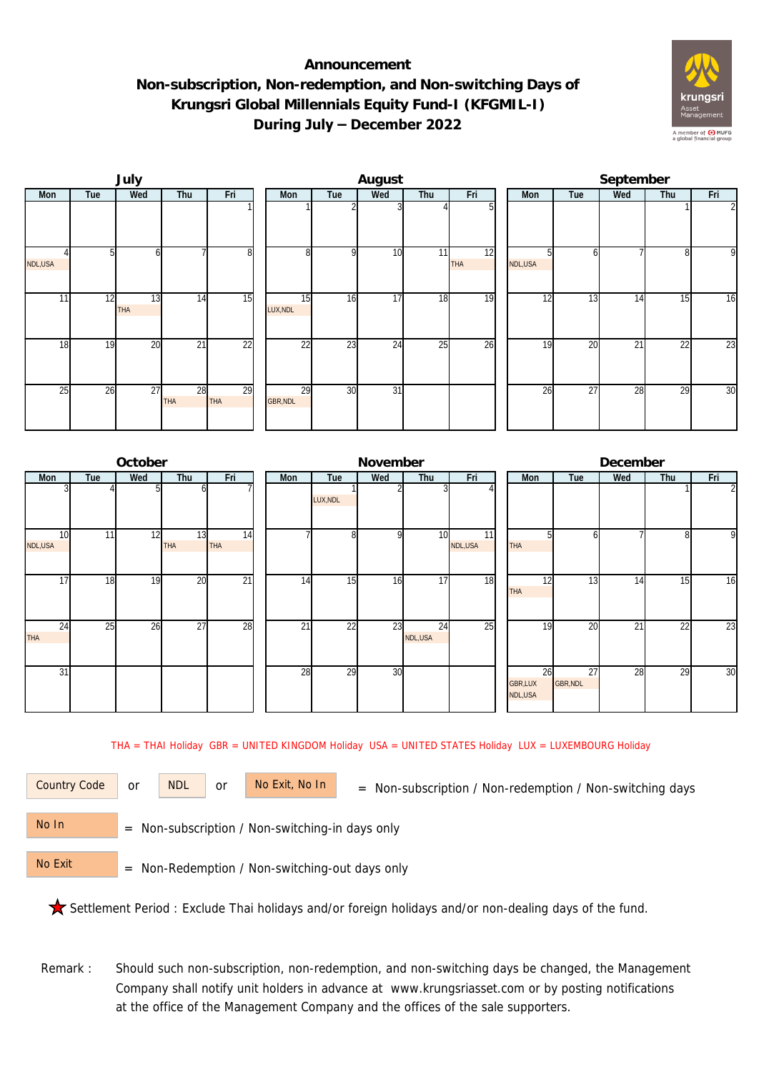# Announcement
## Non-subscription, Non-redemption, and Non-switching Days of Krungsri Global Millennials Equity Fund-I (KFGMIL-I) During July – December 2022

### July

| Mon | Tue | Wed | Thu | Fri |
|---|---|---|---|---|
| | | | | 1 |
| 4 NDL,USA | 5 | 6 | 7 | 8 |
| 11 | 12 | 13 THA | 14 | 15 |
| 18 | 19 | 20 | 21 | 22 |
| 25 | 26 | 27 | 28 THA | 29 THA |

### August

| Mon | Tue | Wed | Thu | Fri |
|---|---|---|---|---|
| 1 | 2 | 3 | 4 | 5 |
| 8 | 9 | 10 | 11 | 12 THA |
| 15 LUX,NDL | 16 | 17 | 18 | 19 |
| 22 | 23 | 24 | 25 | 26 |
| 29 GBR,NDL | 30 | 31 | | |

### September

| Mon | Tue | Wed | Thu | Fri |
|---|---|---|---|---|
| | | | 1 | 2 |
| 5 NDL,USA | 6 | 7 | 8 | 9 |
| 12 | 13 | 14 | 15 | 16 |
| 19 | 20 | 21 | 22 | 23 |
| 26 | 27 | 28 | 29 | 30 |

### October

| Mon | Tue | Wed | Thu | Fri |
|---|---|---|---|---|
| 3 | 4 | 5 | 6 | 7 |
| 10 NDL,USA | 11 | 12 | 13 THA | 14 THA |
| 17 | 18 | 19 | 20 | 21 |
| 24 THA | 25 | 26 | 27 | 28 |
| 31 | | | | |

### November

| Mon | Tue | Wed | Thu | Fri |
|---|---|---|---|---|
| | 1 LUX,NDL | 2 | 3 | 4 |
| 7 | 8 | 9 | 10 | 11 NDL,USA |
| 14 | 15 | 16 | 17 | 18 |
| 21 | 22 | 23 | 24 NDL,USA | 25 |
| 28 | 29 | 30 | | |

### December

| Mon | Tue | Wed | Thu | Fri |
|---|---|---|---|---|
| | | | 1 | 2 |
| 5 THA | 6 | 7 | 8 | 9 |
| 12 THA | 13 | 14 | 15 | 16 |
| 19 | 20 | 21 | 22 | 23 |
| 26 GBR,LUX NDL,USA | 27 GBR,NDL | 28 | 29 | 30 |

THA = THAI Holiday GBR = UNITED KINGDOM Holiday USA = UNITED STATES Holiday LUX = LUXEMBOURG Holiday

Country Code or NDL or No Exit, No In = Non-subscription / Non-redemption / Non-switching days

No In = Non-subscription / Non-switching-in days only

No Exit = Non-Redemption / Non-switching-out days only

★ Settlement Period : Exclude Thai holidays and/or foreign holidays and/or non-dealing days of the fund.

Remark : Should such non-subscription, non-redemption, and non-switching days be changed, the Management Company shall notify unit holders in advance at www.krungsriasset.com or by posting notifications at the office of the Management Company and the offices of the sale supporters.